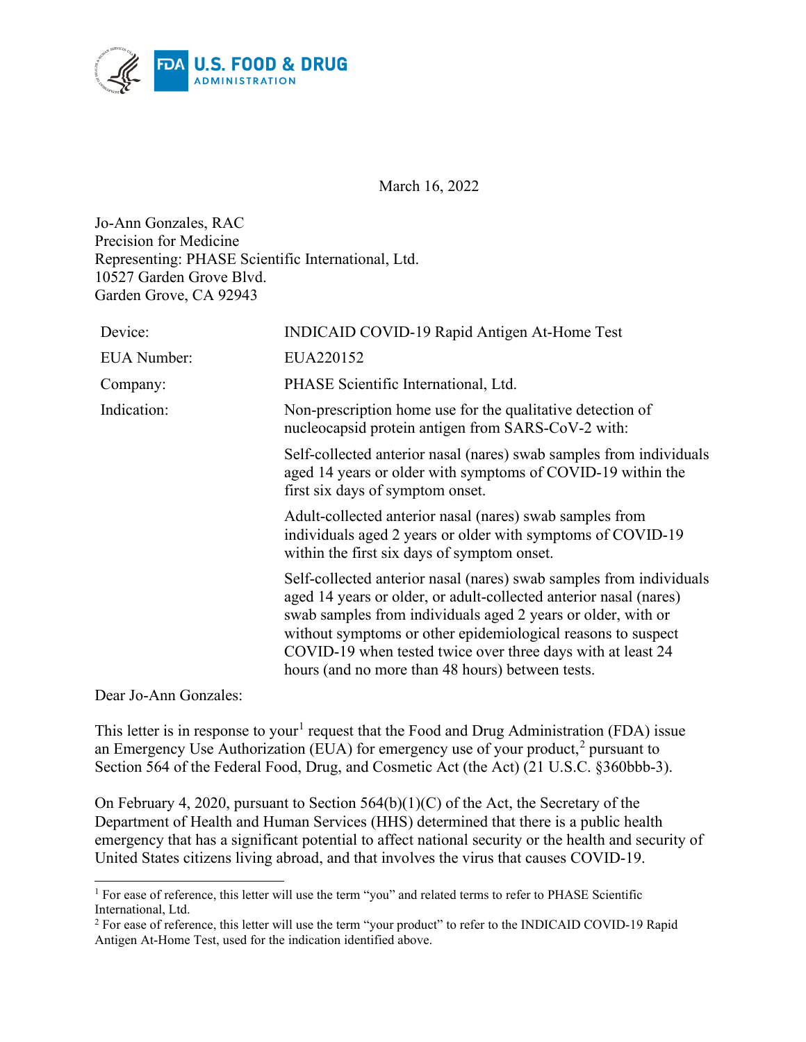March 16, 2022

Jo-Ann Gonzales, RAC
Precision for Medicine
Representing: PHASE Scientific International, Ltd.
10527 Garden Grove Blvd.
Garden Grove, CA 92943

| | |
|---|---|
| Device: | INDICAID COVID-19 Rapid Antigen At-Home Test |
| EUA Number: | EUA220152 |
| Company: | PHASE Scientific International, Ltd. |
| Indication: | Non-prescription home use for the qualitative detection of nucleocapsid protein antigen from SARS-CoV-2 with: |
| | Self-collected anterior nasal (nares) swab samples from individuals aged 14 years or older with symptoms of COVID-19 within the first six days of symptom onset. |
| | Adult-collected anterior nasal (nares) swab samples from individuals aged 2 years or older with symptoms of COVID-19 within the first six days of symptom onset. |
| | Self-collected anterior nasal (nares) swab samples from individuals aged 14 years or older, or adult-collected anterior nasal (nares) swab samples from individuals aged 2 years or older, with or without symptoms or other epidemiological reasons to suspect COVID-19 when tested twice over three days with at least 24 hours (and no more than 48 hours) between tests. |

Dear Jo-Ann Gonzales:

This letter is in response to your[1] request that the Food and Drug Administration (FDA) issue an Emergency Use Authorization (EUA) for emergency use of your product,[2] pursuant to Section 564 of the Federal Food, Drug, and Cosmetic Act (the Act) (21 U.S.C. §360bbb-3).

On February 4, 2020, pursuant to Section 564(b)(1)(C) of the Act, the Secretary of the Department of Health and Human Services (HHS) determined that there is a public health emergency that has a significant potential to affect national security or the health and security of United States citizens living abroad, and that involves the virus that causes COVID-19.

---

[1] For ease of reference, this letter will use the term "you" and related terms to refer to PHASE Scientific International, Ltd.

[2] For ease of reference, this letter will use the term "your product" to refer to the INDICAID COVID-19 Rapid Antigen At-Home Test, used for the indication identified above.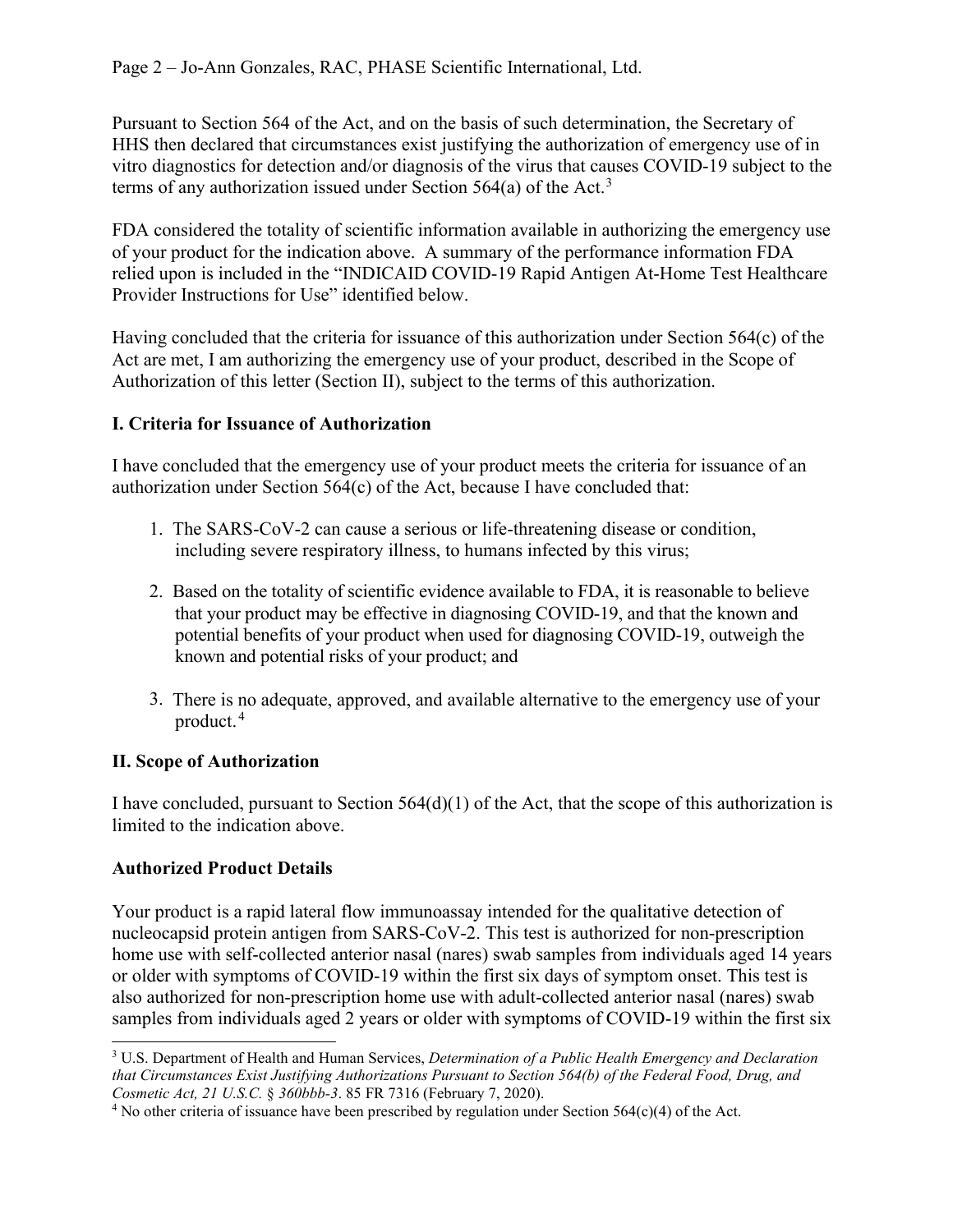Pursuant to Section 564 of the Act, and on the basis of such determination, the Secretary of HHS then declared that circumstances exist justifying the authorization of emergency use of in vitro diagnostics for detection and/or diagnosis of the virus that causes COVID-19 subject to the terms of any authorization issued under Section 564(a) of the Act.[3]

FDA considered the totality of scientific information available in authorizing the emergency use of your product for the indication above. A summary of the performance information FDA relied upon is included in the "INDICAID COVID-19 Rapid Antigen At-Home Test Healthcare Provider Instructions for Use" identified below.

Having concluded that the criteria for issuance of this authorization under Section 564(c) of the Act are met, I am authorizing the emergency use of your product, described in the Scope of Authorization of this letter (Section II), subject to the terms of this authorization.

## I. Criteria for Issuance of Authorization

I have concluded that the emergency use of your product meets the criteria for issuance of an authorization under Section 564(c) of the Act, because I have concluded that:

1. The SARS-CoV-2 can cause a serious or life-threatening disease or condition, including severe respiratory illness, to humans infected by this virus;

2. Based on the totality of scientific evidence available to FDA, it is reasonable to believe that your product may be effective in diagnosing COVID-19, and that the known and potential benefits of your product when used for diagnosing COVID-19, outweigh the known and potential risks of your product; and

3. There is no adequate, approved, and available alternative to the emergency use of your product.[4]

## II. Scope of Authorization

I have concluded, pursuant to Section 564(d)(1) of the Act, that the scope of this authorization is limited to the indication above.

### Authorized Product Details

Your product is a rapid lateral flow immunoassay intended for the qualitative detection of nucleocapsid protein antigen from SARS-CoV-2. This test is authorized for non-prescription home use with self-collected anterior nasal (nares) swab samples from individuals aged 14 years or older with symptoms of COVID-19 within the first six days of symptom onset. This test is also authorized for non-prescription home use with adult-collected anterior nasal (nares) swab samples from individuals aged 2 years or older with symptoms of COVID-19 within the first six

[3] U.S. Department of Health and Human Services, *Determination of a Public Health Emergency and Declaration that Circumstances Exist Justifying Authorizations Pursuant to Section 564(b) of the Federal Food, Drug, and Cosmetic Act, 21 U.S.C. § 360bbb-3*. 85 FR 7316 (February 7, 2020).

[4] No other criteria of issuance have been prescribed by regulation under Section 564(c)(4) of the Act.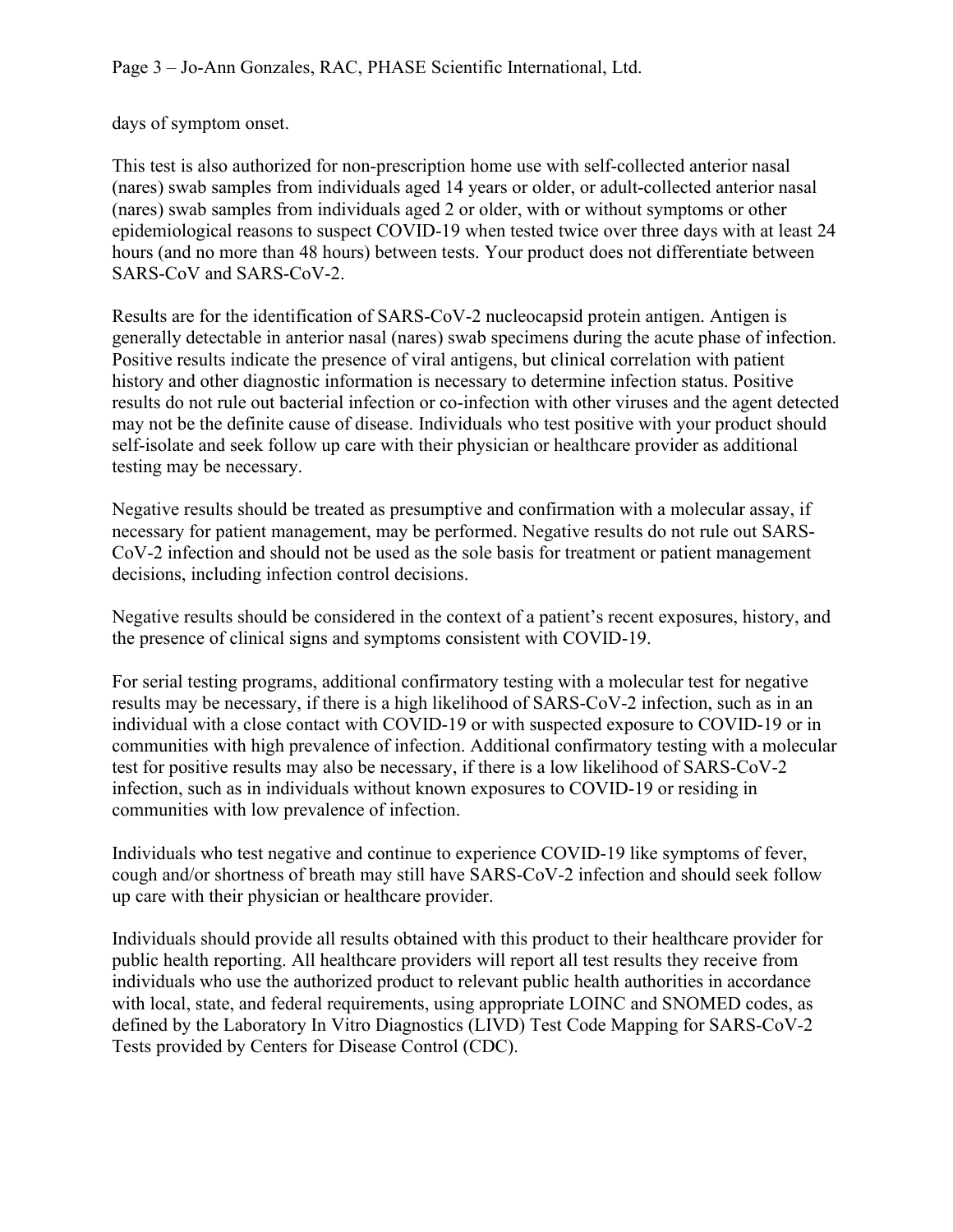days of symptom onset.

This test is also authorized for non-prescription home use with self-collected anterior nasal (nares) swab samples from individuals aged 14 years or older, or adult-collected anterior nasal (nares) swab samples from individuals aged 2 or older, with or without symptoms or other epidemiological reasons to suspect COVID-19 when tested twice over three days with at least 24 hours (and no more than 48 hours) between tests. Your product does not differentiate between SARS-CoV and SARS-CoV-2.

Results are for the identification of SARS-CoV-2 nucleocapsid protein antigen. Antigen is generally detectable in anterior nasal (nares) swab specimens during the acute phase of infection. Positive results indicate the presence of viral antigens, but clinical correlation with patient history and other diagnostic information is necessary to determine infection status. Positive results do not rule out bacterial infection or co-infection with other viruses and the agent detected may not be the definite cause of disease. Individuals who test positive with your product should self-isolate and seek follow up care with their physician or healthcare provider as additional testing may be necessary.

Negative results should be treated as presumptive and confirmation with a molecular assay, if necessary for patient management, may be performed. Negative results do not rule out SARS-CoV-2 infection and should not be used as the sole basis for treatment or patient management decisions, including infection control decisions.

Negative results should be considered in the context of a patient's recent exposures, history, and the presence of clinical signs and symptoms consistent with COVID-19.

For serial testing programs, additional confirmatory testing with a molecular test for negative results may be necessary, if there is a high likelihood of SARS-CoV-2 infection, such as in an individual with a close contact with COVID-19 or with suspected exposure to COVID-19 or in communities with high prevalence of infection. Additional confirmatory testing with a molecular test for positive results may also be necessary, if there is a low likelihood of SARS-CoV-2 infection, such as in individuals without known exposures to COVID-19 or residing in communities with low prevalence of infection.

Individuals who test negative and continue to experience COVID-19 like symptoms of fever, cough and/or shortness of breath may still have SARS-CoV-2 infection and should seek follow up care with their physician or healthcare provider.

Individuals should provide all results obtained with this product to their healthcare provider for public health reporting. All healthcare providers will report all test results they receive from individuals who use the authorized product to relevant public health authorities in accordance with local, state, and federal requirements, using appropriate LOINC and SNOMED codes, as defined by the Laboratory In Vitro Diagnostics (LIVD) Test Code Mapping for SARS-CoV-2 Tests provided by Centers for Disease Control (CDC).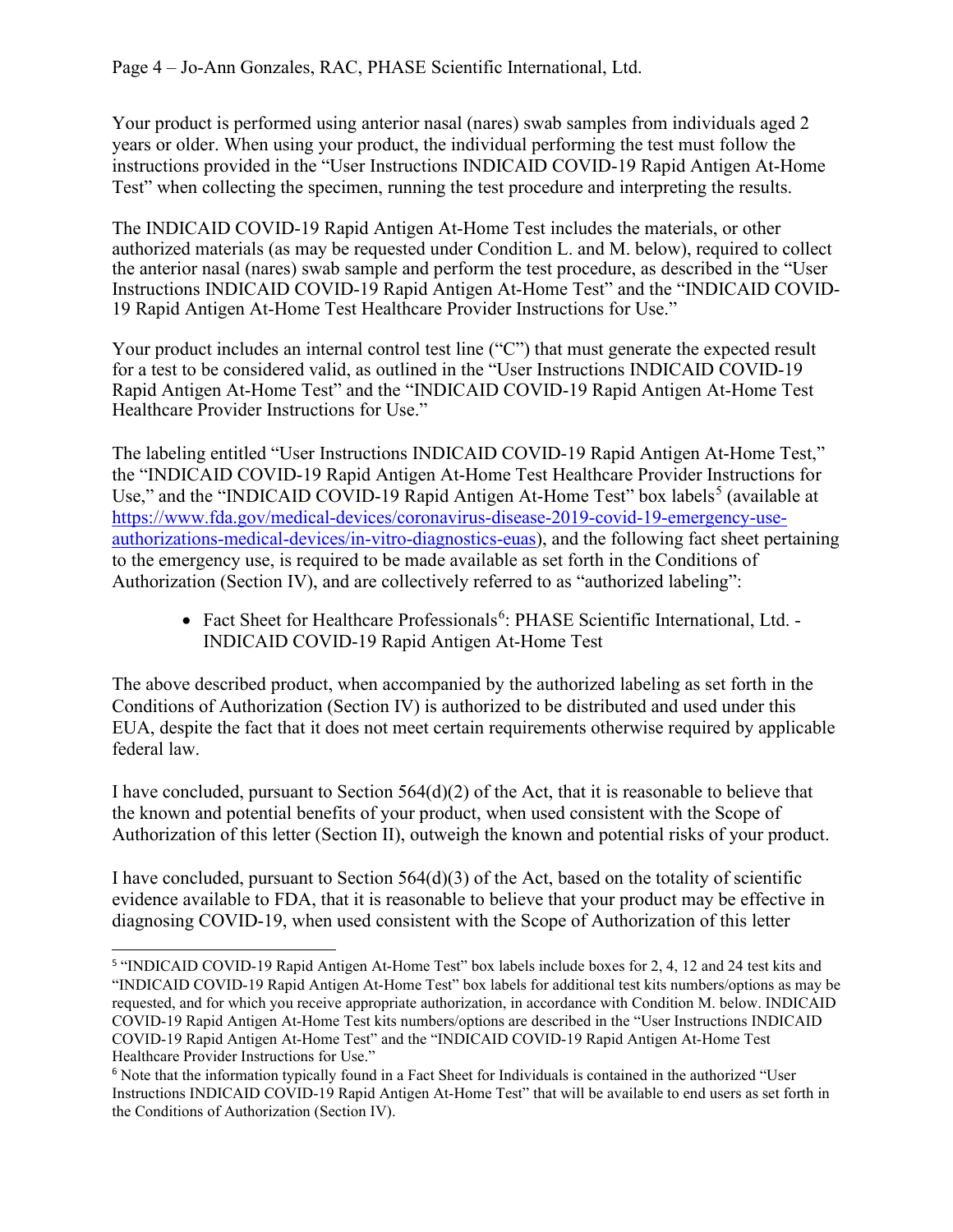Your product is performed using anterior nasal (nares) swab samples from individuals aged 2 years or older. When using your product, the individual performing the test must follow the instructions provided in the "User Instructions INDICAID COVID-19 Rapid Antigen At-Home Test" when collecting the specimen, running the test procedure and interpreting the results.

The INDICAID COVID-19 Rapid Antigen At-Home Test includes the materials, or other authorized materials (as may be requested under Condition L. and M. below), required to collect the anterior nasal (nares) swab sample and perform the test procedure, as described in the "User Instructions INDICAID COVID-19 Rapid Antigen At-Home Test" and the "INDICAID COVID-19 Rapid Antigen At-Home Test Healthcare Provider Instructions for Use."

Your product includes an internal control test line ("C") that must generate the expected result for a test to be considered valid, as outlined in the "User Instructions INDICAID COVID-19 Rapid Antigen At-Home Test" and the "INDICAID COVID-19 Rapid Antigen At-Home Test Healthcare Provider Instructions for Use."

The labeling entitled "User Instructions INDICAID COVID-19 Rapid Antigen At-Home Test," the "INDICAID COVID-19 Rapid Antigen At-Home Test Healthcare Provider Instructions for Use," and the "INDICAID COVID-19 Rapid Antigen At-Home Test" box labels[5] (available at https://www.fda.gov/medical-devices/coronavirus-disease-2019-covid-19-emergency-use-authorizations-medical-devices/in-vitro-diagnostics-euas), and the following fact sheet pertaining to the emergency use, is required to be made available as set forth in the Conditions of Authorization (Section IV), and are collectively referred to as "authorized labeling":

- Fact Sheet for Healthcare Professionals[6]: PHASE Scientific International, Ltd. - INDICAID COVID-19 Rapid Antigen At-Home Test

The above described product, when accompanied by the authorized labeling as set forth in the Conditions of Authorization (Section IV) is authorized to be distributed and used under this EUA, despite the fact that it does not meet certain requirements otherwise required by applicable federal law.

I have concluded, pursuant to Section 564(d)(2) of the Act, that it is reasonable to believe that the known and potential benefits of your product, when used consistent with the Scope of Authorization of this letter (Section II), outweigh the known and potential risks of your product.

I have concluded, pursuant to Section 564(d)(3) of the Act, based on the totality of scientific evidence available to FDA, that it is reasonable to believe that your product may be effective in diagnosing COVID-19, when used consistent with the Scope of Authorization of this letter

---

[5] "INDICAID COVID-19 Rapid Antigen At-Home Test" box labels include boxes for 2, 4, 12 and 24 test kits and "INDICAID COVID-19 Rapid Antigen At-Home Test" box labels for additional test kits numbers/options as may be requested, and for which you receive appropriate authorization, in accordance with Condition M. below. INDICAID COVID-19 Rapid Antigen At-Home Test kits numbers/options are described in the "User Instructions INDICAID COVID-19 Rapid Antigen At-Home Test" and the "INDICAID COVID-19 Rapid Antigen At-Home Test Healthcare Provider Instructions for Use."

[6] Note that the information typically found in a Fact Sheet for Individuals is contained in the authorized "User Instructions INDICAID COVID-19 Rapid Antigen At-Home Test" that will be available to end users as set forth in the Conditions of Authorization (Section IV).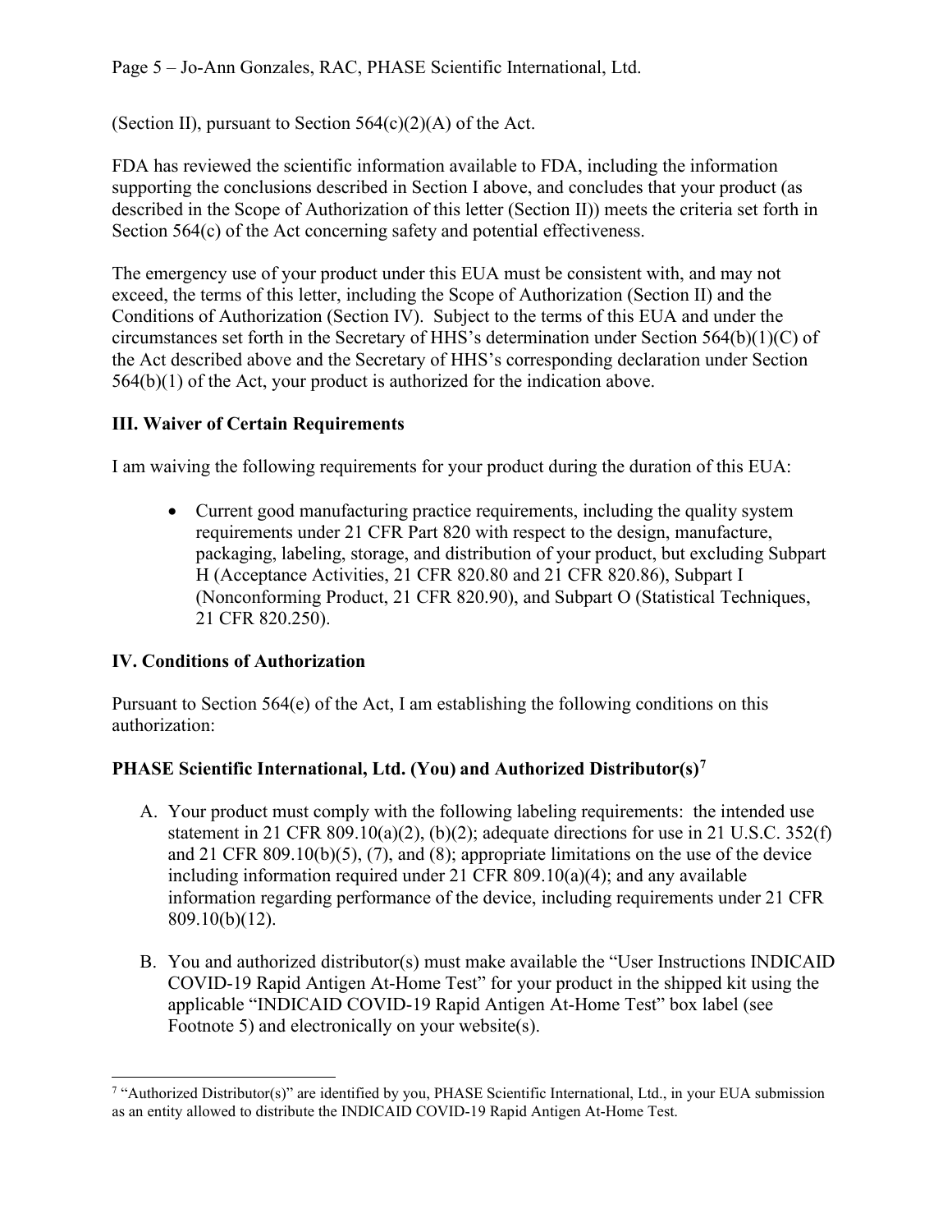(Section II), pursuant to Section 564(c)(2)(A) of the Act.

FDA has reviewed the scientific information available to FDA, including the information supporting the conclusions described in Section I above, and concludes that your product (as described in the Scope of Authorization of this letter (Section II)) meets the criteria set forth in Section 564(c) of the Act concerning safety and potential effectiveness.

The emergency use of your product under this EUA must be consistent with, and may not exceed, the terms of this letter, including the Scope of Authorization (Section II) and the Conditions of Authorization (Section IV). Subject to the terms of this EUA and under the circumstances set forth in the Secretary of HHS's determination under Section 564(b)(1)(C) of the Act described above and the Secretary of HHS's corresponding declaration under Section 564(b)(1) of the Act, your product is authorized for the indication above.

## III. Waiver of Certain Requirements

I am waiving the following requirements for your product during the duration of this EUA:

- Current good manufacturing practice requirements, including the quality system requirements under 21 CFR Part 820 with respect to the design, manufacture, packaging, labeling, storage, and distribution of your product, but excluding Subpart H (Acceptance Activities, 21 CFR 820.80 and 21 CFR 820.86), Subpart I (Nonconforming Product, 21 CFR 820.90), and Subpart O (Statistical Techniques, 21 CFR 820.250).

## IV. Conditions of Authorization

Pursuant to Section 564(e) of the Act, I am establishing the following conditions on this authorization:

### PHASE Scientific International, Ltd. (You) and Authorized Distributor(s)[7]

A. Your product must comply with the following labeling requirements: the intended use statement in 21 CFR 809.10(a)(2), (b)(2); adequate directions for use in 21 U.S.C. 352(f) and 21 CFR 809.10(b)(5), (7), and (8); appropriate limitations on the use of the device including information required under 21 CFR 809.10(a)(4); and any available information regarding performance of the device, including requirements under 21 CFR 809.10(b)(12).

B. You and authorized distributor(s) must make available the "User Instructions INDICAID COVID-19 Rapid Antigen At-Home Test" for your product in the shipped kit using the applicable "INDICAID COVID-19 Rapid Antigen At-Home Test" box label (see Footnote 5) and electronically on your website(s).

---

[7] "Authorized Distributor(s)" are identified by you, PHASE Scientific International, Ltd., in your EUA submission as an entity allowed to distribute the INDICAID COVID-19 Rapid Antigen At-Home Test.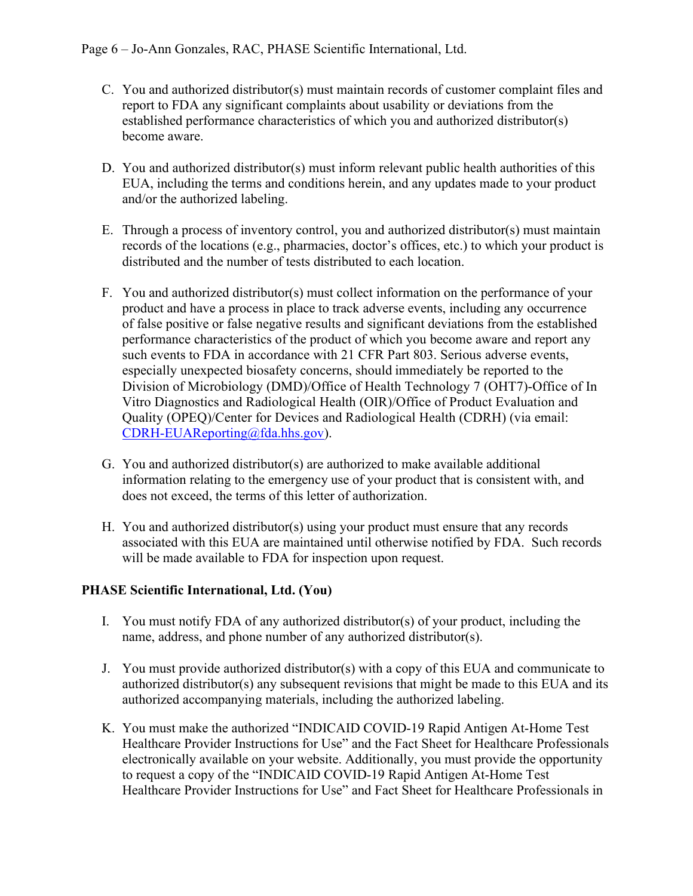C. You and authorized distributor(s) must maintain records of customer complaint files and report to FDA any significant complaints about usability or deviations from the established performance characteristics of which you and authorized distributor(s) become aware.

D. You and authorized distributor(s) must inform relevant public health authorities of this EUA, including the terms and conditions herein, and any updates made to your product and/or the authorized labeling.

E. Through a process of inventory control, you and authorized distributor(s) must maintain records of the locations (e.g., pharmacies, doctor's offices, etc.) to which your product is distributed and the number of tests distributed to each location.

F. You and authorized distributor(s) must collect information on the performance of your product and have a process in place to track adverse events, including any occurrence of false positive or false negative results and significant deviations from the established performance characteristics of the product of which you become aware and report any such events to FDA in accordance with 21 CFR Part 803. Serious adverse events, especially unexpected biosafety concerns, should immediately be reported to the Division of Microbiology (DMD)/Office of Health Technology 7 (OHT7)-Office of In Vitro Diagnostics and Radiological Health (OIR)/Office of Product Evaluation and Quality (OPEQ)/Center for Devices and Radiological Health (CDRH) (via email: CDRH-EUAReporting@fda.hhs.gov).

G. You and authorized distributor(s) are authorized to make available additional information relating to the emergency use of your product that is consistent with, and does not exceed, the terms of this letter of authorization.

H. You and authorized distributor(s) using your product must ensure that any records associated with this EUA are maintained until otherwise notified by FDA. Such records will be made available to FDA for inspection upon request.

**PHASE Scientific International, Ltd. (You)**

I. You must notify FDA of any authorized distributor(s) of your product, including the name, address, and phone number of any authorized distributor(s).

J. You must provide authorized distributor(s) with a copy of this EUA and communicate to authorized distributor(s) any subsequent revisions that might be made to this EUA and its authorized accompanying materials, including the authorized labeling.

K. You must make the authorized "INDICAID COVID-19 Rapid Antigen At-Home Test Healthcare Provider Instructions for Use" and the Fact Sheet for Healthcare Professionals electronically available on your website. Additionally, you must provide the opportunity to request a copy of the "INDICAID COVID-19 Rapid Antigen At-Home Test Healthcare Provider Instructions for Use" and Fact Sheet for Healthcare Professionals in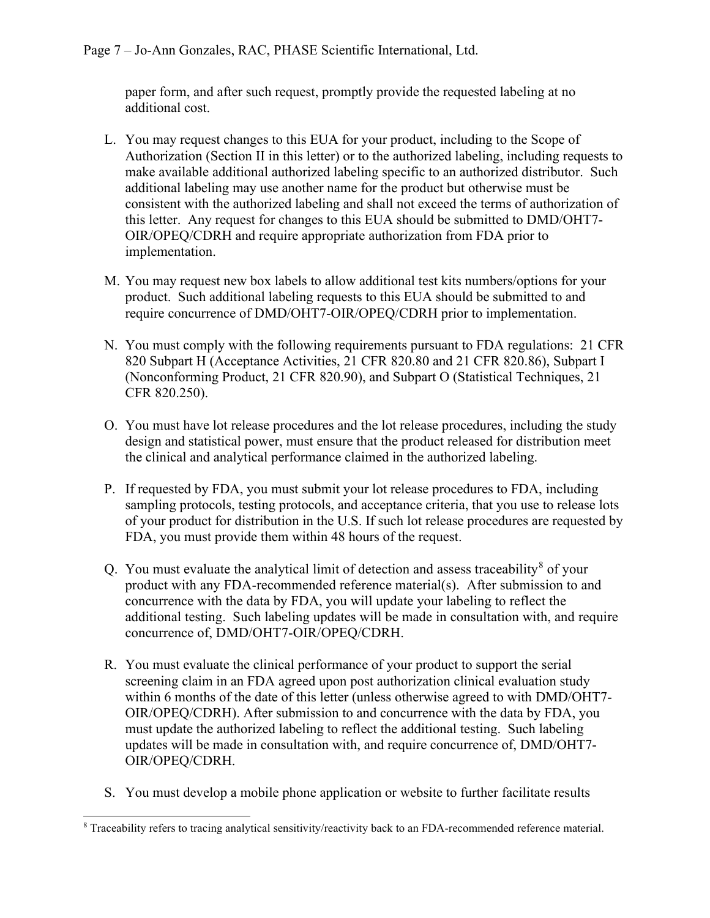paper form, and after such request, promptly provide the requested labeling at no additional cost.

L. You may request changes to this EUA for your product, including to the Scope of Authorization (Section II in this letter) or to the authorized labeling, including requests to make available additional authorized labeling specific to an authorized distributor. Such additional labeling may use another name for the product but otherwise must be consistent with the authorized labeling and shall not exceed the terms of authorization of this letter. Any request for changes to this EUA should be submitted to DMD/OHT7-OIR/OPEQ/CDRH and require appropriate authorization from FDA prior to implementation.

M. You may request new box labels to allow additional test kits numbers/options for your product. Such additional labeling requests to this EUA should be submitted to and require concurrence of DMD/OHT7-OIR/OPEQ/CDRH prior to implementation.

N. You must comply with the following requirements pursuant to FDA regulations: 21 CFR 820 Subpart H (Acceptance Activities, 21 CFR 820.80 and 21 CFR 820.86), Subpart I (Nonconforming Product, 21 CFR 820.90), and Subpart O (Statistical Techniques, 21 CFR 820.250).

O. You must have lot release procedures and the lot release procedures, including the study design and statistical power, must ensure that the product released for distribution meet the clinical and analytical performance claimed in the authorized labeling.

P. If requested by FDA, you must submit your lot release procedures to FDA, including sampling protocols, testing protocols, and acceptance criteria, that you use to release lots of your product for distribution in the U.S. If such lot release procedures are requested by FDA, you must provide them within 48 hours of the request.

Q. You must evaluate the analytical limit of detection and assess traceability[8] of your product with any FDA-recommended reference material(s). After submission to and concurrence with the data by FDA, you will update your labeling to reflect the additional testing. Such labeling updates will be made in consultation with, and require concurrence of, DMD/OHT7-OIR/OPEQ/CDRH.

R. You must evaluate the clinical performance of your product to support the serial screening claim in an FDA agreed upon post authorization clinical evaluation study within 6 months of the date of this letter (unless otherwise agreed to with DMD/OHT7-OIR/OPEQ/CDRH). After submission to and concurrence with the data by FDA, you must update the authorized labeling to reflect the additional testing. Such labeling updates will be made in consultation with, and require concurrence of, DMD/OHT7-OIR/OPEQ/CDRH.

S. You must develop a mobile phone application or website to further facilitate results

[8] Traceability refers to tracing analytical sensitivity/reactivity back to an FDA-recommended reference material.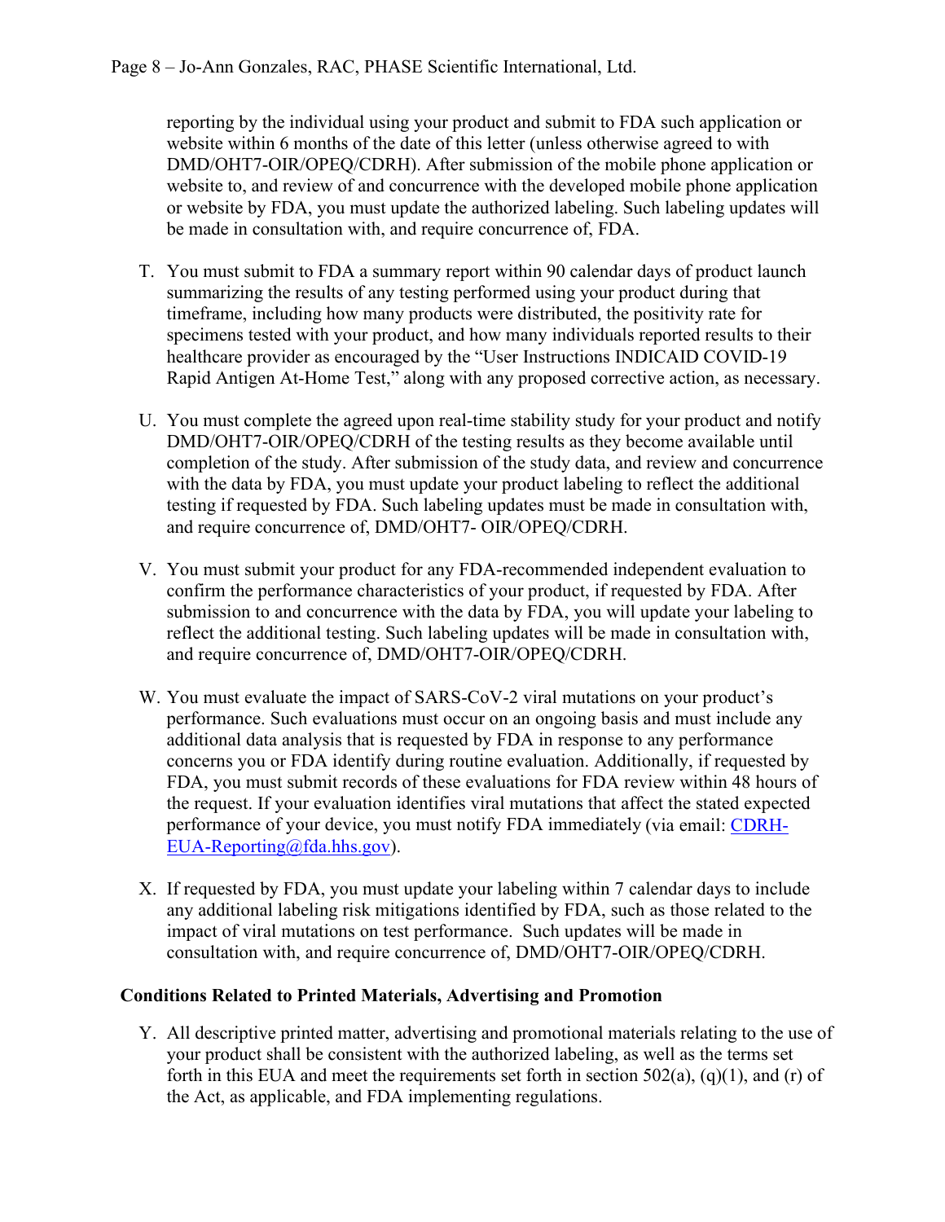reporting by the individual using your product and submit to FDA such application or website within 6 months of the date of this letter (unless otherwise agreed to with DMD/OHT7-OIR/OPEQ/CDRH). After submission of the mobile phone application or website to, and review of and concurrence with the developed mobile phone application or website by FDA, you must update the authorized labeling. Such labeling updates will be made in consultation with, and require concurrence of, FDA.

T. You must submit to FDA a summary report within 90 calendar days of product launch summarizing the results of any testing performed using your product during that timeframe, including how many products were distributed, the positivity rate for specimens tested with your product, and how many individuals reported results to their healthcare provider as encouraged by the "User Instructions INDICAID COVID-19 Rapid Antigen At-Home Test," along with any proposed corrective action, as necessary.

U. You must complete the agreed upon real-time stability study for your product and notify DMD/OHT7-OIR/OPEQ/CDRH of the testing results as they become available until completion of the study. After submission of the study data, and review and concurrence with the data by FDA, you must update your product labeling to reflect the additional testing if requested by FDA. Such labeling updates must be made in consultation with, and require concurrence of, DMD/OHT7- OIR/OPEQ/CDRH.

V. You must submit your product for any FDA-recommended independent evaluation to confirm the performance characteristics of your product, if requested by FDA. After submission to and concurrence with the data by FDA, you will update your labeling to reflect the additional testing. Such labeling updates will be made in consultation with, and require concurrence of, DMD/OHT7-OIR/OPEQ/CDRH.

W. You must evaluate the impact of SARS-CoV-2 viral mutations on your product's performance. Such evaluations must occur on an ongoing basis and must include any additional data analysis that is requested by FDA in response to any performance concerns you or FDA identify during routine evaluation. Additionally, if requested by FDA, you must submit records of these evaluations for FDA review within 48 hours of the request. If your evaluation identifies viral mutations that affect the stated expected performance of your device, you must notify FDA immediately (via email: CDRH-EUA-Reporting@fda.hhs.gov).

X. If requested by FDA, you must update your labeling within 7 calendar days to include any additional labeling risk mitigations identified by FDA, such as those related to the impact of viral mutations on test performance. Such updates will be made in consultation with, and require concurrence of, DMD/OHT7-OIR/OPEQ/CDRH.

**Conditions Related to Printed Materials, Advertising and Promotion**

Y. All descriptive printed matter, advertising and promotional materials relating to the use of your product shall be consistent with the authorized labeling, as well as the terms set forth in this EUA and meet the requirements set forth in section 502(a), (q)(1), and (r) of the Act, as applicable, and FDA implementing regulations.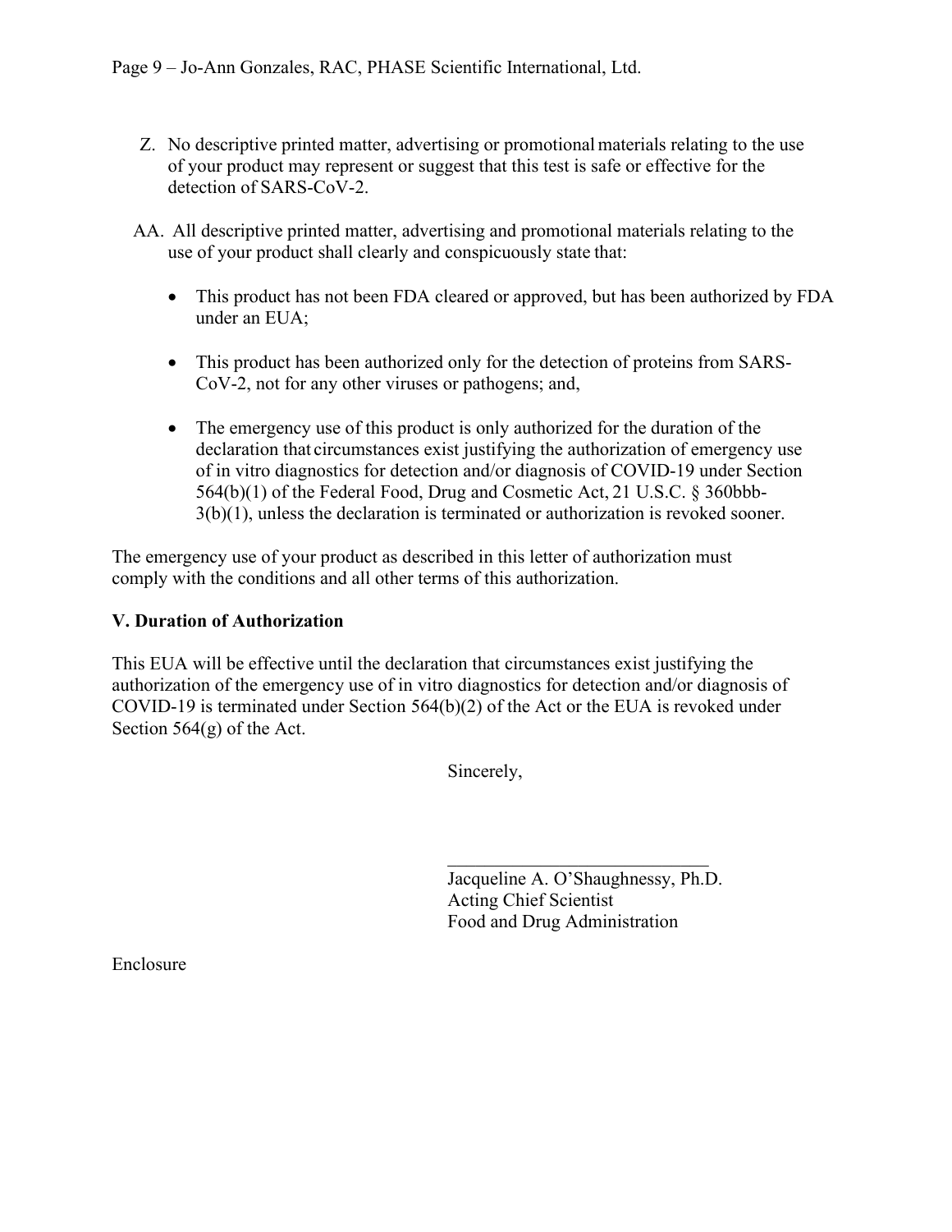Z. No descriptive printed matter, advertising or promotional materials relating to the use of your product may represent or suggest that this test is safe or effective for the detection of SARS-CoV-2.

AA. All descriptive printed matter, advertising and promotional materials relating to the use of your product shall clearly and conspicuously state that:

- This product has not been FDA cleared or approved, but has been authorized by FDA under an EUA;
- This product has been authorized only for the detection of proteins from SARS-CoV-2, not for any other viruses or pathogens; and,
- The emergency use of this product is only authorized for the duration of the declaration that circumstances exist justifying the authorization of emergency use of in vitro diagnostics for detection and/or diagnosis of COVID-19 under Section 564(b)(1) of the Federal Food, Drug and Cosmetic Act, 21 U.S.C. § 360bbb-3(b)(1), unless the declaration is terminated or authorization is revoked sooner.

The emergency use of your product as described in this letter of authorization must comply with the conditions and all other terms of this authorization.

## V. Duration of Authorization

This EUA will be effective until the declaration that circumstances exist justifying the authorization of the emergency use of in vitro diagnostics for detection and/or diagnosis of COVID-19 is terminated under Section 564(b)(2) of the Act or the EUA is revoked under Section 564(g) of the Act.

Sincerely,

\_\_\_\_\_\_\_\_\_\_\_\_\_\_\_\_\_\_\_\_\_\_\_\_\_\_\_\_\_\_

Jacqueline A. O'Shaughnessy, Ph.D.
Acting Chief Scientist
Food and Drug Administration

Enclosure